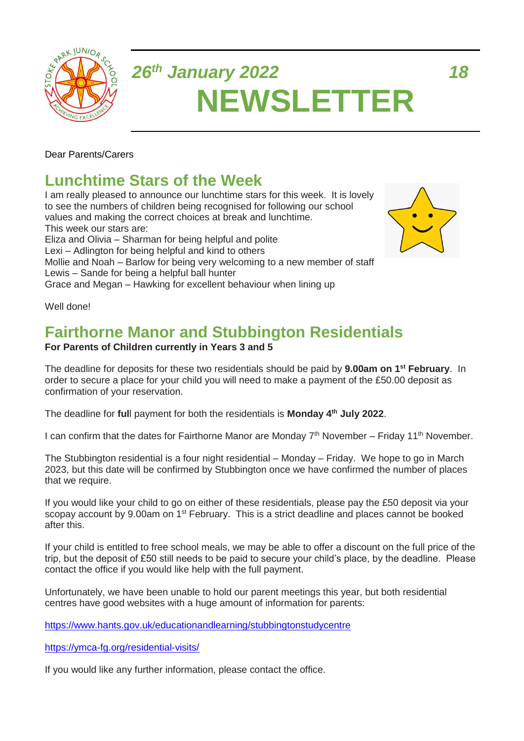*26th January 2022* *18*

# NEWSLETTER

Dear Parents/Carers

## Lunchtime Stars of the Week

I am really pleased to announce our lunchtime stars for this week. It is lovely to see the numbers of children being recognised for following our school values and making the correct choices at break and lunchtime.
This week our stars are:
Eliza and Olivia – Sharman for being helpful and polite
Lexi – Adlington for being helpful and kind to others
Mollie and Noah – Barlow for being very welcoming to a new member of staff
Lewis – Sande for being a helpful ball hunter
Grace and Megan – Hawking for excellent behaviour when lining up

Well done!

## Fairthorne Manor and Stubbington Residentials

**For Parents of Children currently in Years 3 and 5**

The deadline for deposits for these two residentials should be paid by **9.00am on 1st February**. In order to secure a place for your child you will need to make a payment of the £50.00 deposit as confirmation of your reservation.

The deadline for **ful**l payment for both the residentials is **Monday 4th July 2022**.

I can confirm that the dates for Fairthorne Manor are Monday 7th November – Friday 11th November.

The Stubbington residential is a four night residential – Monday – Friday. We hope to go in March 2023, but this date will be confirmed by Stubbington once we have confirmed the number of places that we require.

If you would like your child to go on either of these residentials, please pay the £50 deposit via your scopay account by 9.00am on 1st February. This is a strict deadline and places cannot be booked after this.

If your child is entitled to free school meals, we may be able to offer a discount on the full price of the trip, but the deposit of £50 still needs to be paid to secure your child's place, by the deadline. Please contact the office if you would like help with the full payment.

Unfortunately, we have been unable to hold our parent meetings this year, but both residential centres have good websites with a huge amount of information for parents:

https://www.hants.gov.uk/educationandlearning/stubbingtonstudycentre

https://ymca-fg.org/residential-visits/

If you would like any further information, please contact the office.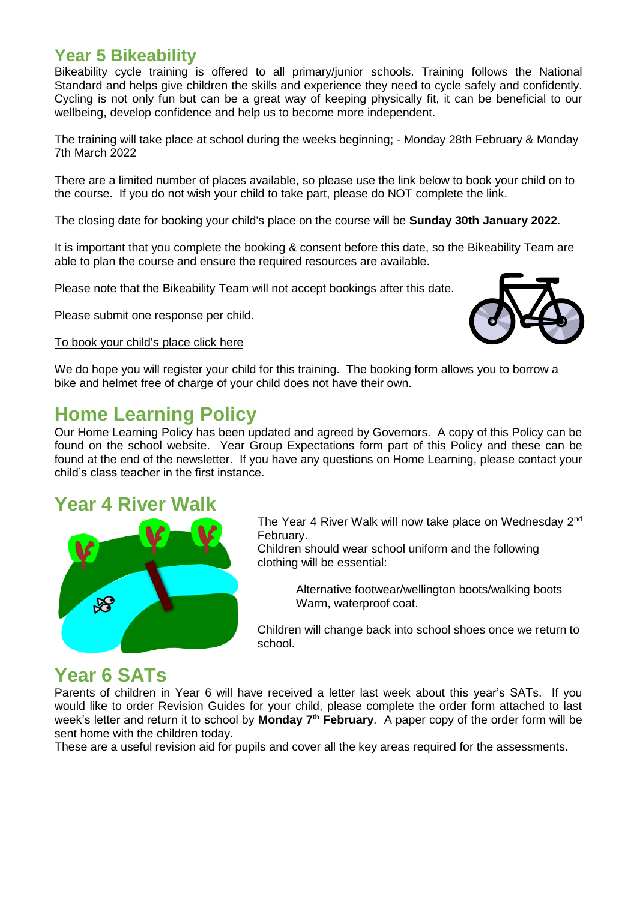## Year 5 Bikeability

Bikeability cycle training is offered to all primary/junior schools. Training follows the National Standard and helps give children the skills and experience they need to cycle safely and confidently. Cycling is not only fun but can be a great way of keeping physically fit, it can be beneficial to our wellbeing, develop confidence and help us to become more independent.

The training will take place at school during the weeks beginning; - Monday 28th February & Monday 7th March 2022

There are a limited number of places available, so please use the link below to book your child on to the course. If you do not wish your child to take part, please do NOT complete the link.

The closing date for booking your child's place on the course will be **Sunday 30th January 2022**.

It is important that you complete the booking & consent before this date, so the Bikeability Team are able to plan the course and ensure the required resources are available.

Please note that the Bikeability Team will not accept bookings after this date.

Please submit one response per child.

To book your child's place click here

We do hope you will register your child for this training. The booking form allows you to borrow a bike and helmet free of charge of your child does not have their own.

## Home Learning Policy

Our Home Learning Policy has been updated and agreed by Governors. A copy of this Policy can be found on the school website. Year Group Expectations form part of this Policy and these can be found at the end of the newsletter. If you have any questions on Home Learning, please contact your child's class teacher in the first instance.

## Year 4 River Walk

The Year 4 River Walk will now take place on Wednesday 2nd February.

Children should wear school uniform and the following clothing will be essential:

Alternative footwear/wellington boots/walking boots
Warm, waterproof coat.

Children will change back into school shoes once we return to school.

## Year 6 SATs

Parents of children in Year 6 will have received a letter last week about this year's SATs. If you would like to order Revision Guides for your child, please complete the order form attached to last week's letter and return it to school by **Monday 7th February**. A paper copy of the order form will be sent home with the children today.

These are a useful revision aid for pupils and cover all the key areas required for the assessments.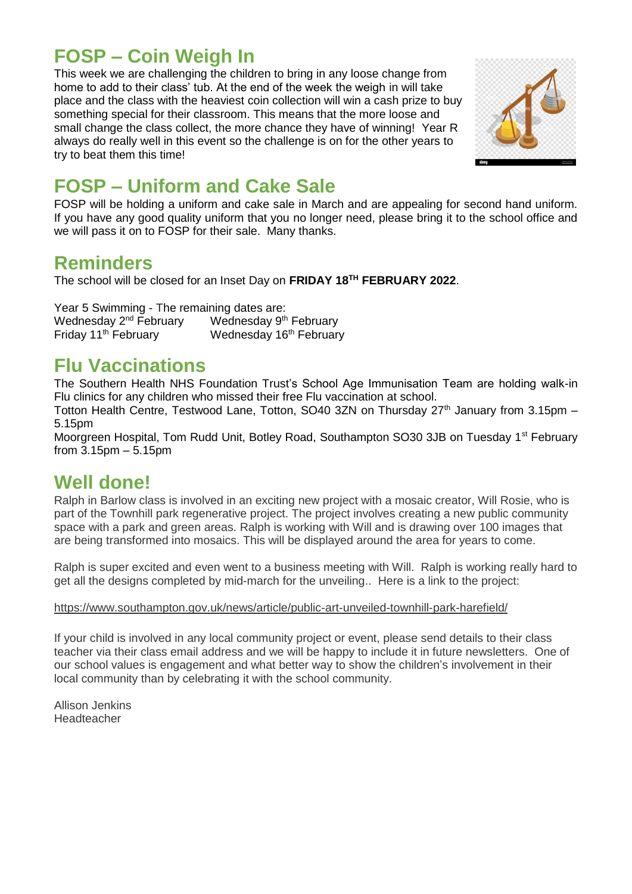## FOSP – Coin Weigh In

This week we are challenging the children to bring in any loose change from home to add to their class' tub. At the end of the week the weigh in will take place and the class with the heaviest coin collection will win a cash prize to buy something special for their classroom. This means that the more loose and small change the class collect, the more chance they have of winning! Year R always do really well in this event so the challenge is on for the other years to try to beat them this time!

## FOSP – Uniform and Cake Sale

FOSP will be holding a uniform and cake sale in March and are appealing for second hand uniform. If you have any good quality uniform that you no longer need, please bring it to the school office and we will pass it on to FOSP for their sale. Many thanks.

## Reminders

The school will be closed for an Inset Day on **FRIDAY 18TH FEBRUARY 2022**.

Year 5 Swimming - The remaining dates are:

| | |
|---|---|
| Wednesday 2nd February | Wednesday 9th February |
| Friday 11th February | Wednesday 16th February |

## Flu Vaccinations

The Southern Health NHS Foundation Trust's School Age Immunisation Team are holding walk-in Flu clinics for any children who missed their free Flu vaccination at school.

Totton Health Centre, Testwood Lane, Totton, SO40 3ZN on Thursday 27th January from 3.15pm – 5.15pm

Moorgreen Hospital, Tom Rudd Unit, Botley Road, Southampton SO30 3JB on Tuesday 1st February from 3.15pm – 5.15pm

## Well done!

Ralph in Barlow class is involved in an exciting new project with a mosaic creator, Will Rosie, who is part of the Townhill park regenerative project. The project involves creating a new public community space with a park and green areas. Ralph is working with Will and is drawing over 100 images that are being transformed into mosaics. This will be displayed around the area for years to come.

Ralph is super excited and even went to a business meeting with Will. Ralph is working really hard to get all the designs completed by mid-march for the unveiling.. Here is a link to the project:

https://www.southampton.gov.uk/news/article/public-art-unveiled-townhill-park-harefield/

If your child is involved in any local community project or event, please send details to their class teacher via their class email address and we will be happy to include it in future newsletters. One of our school values is engagement and what better way to show the children's involvement in their local community than by celebrating it with the school community.

Allison Jenkins
Headteacher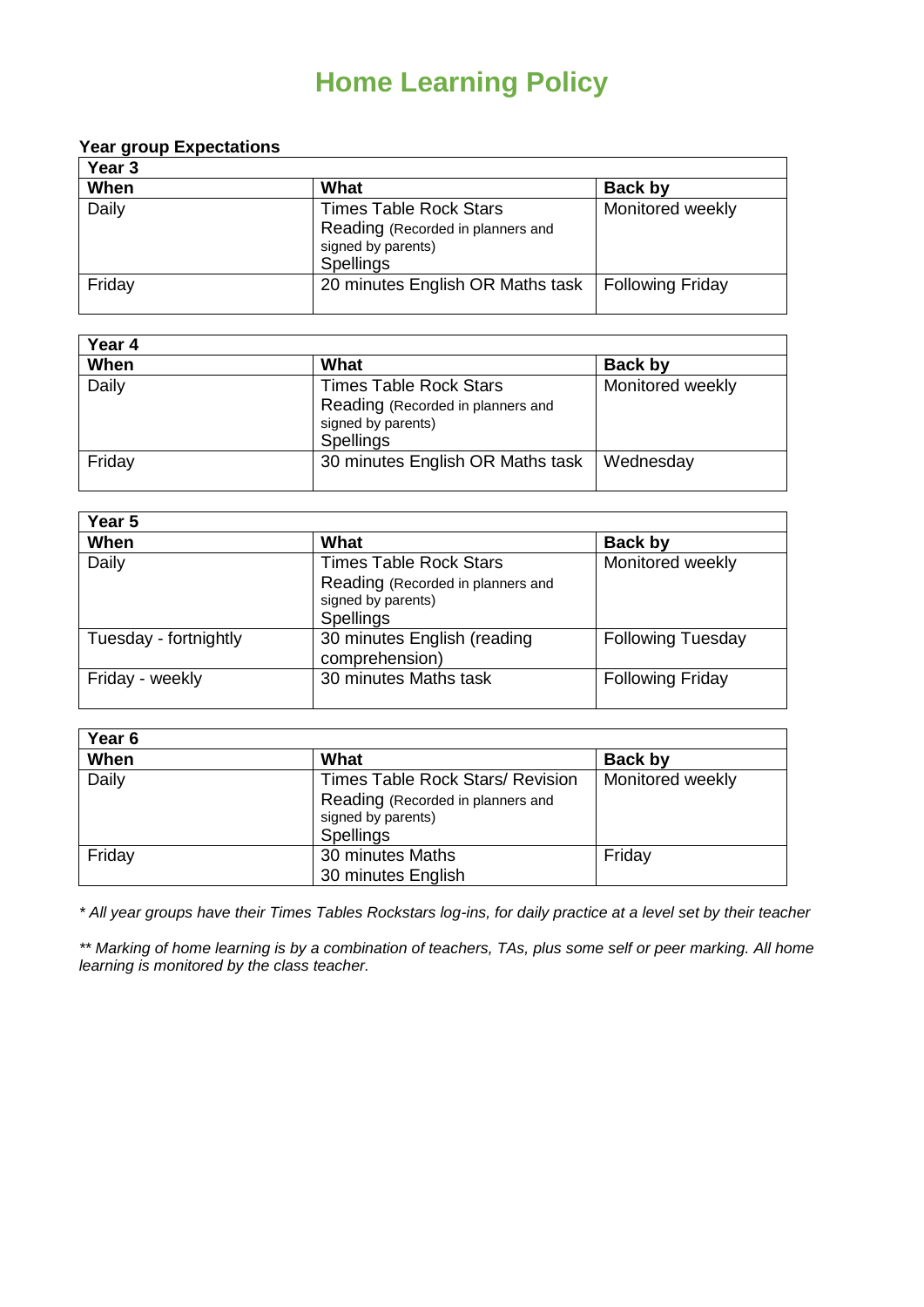# Home Learning Policy

**Year group Expectations**

| Year 3 | | |
|---|---|---|
| **When** | **What** | **Back by** |
| Daily | Times Table Rock Stars<br>Reading (Recorded in planners and signed by parents)<br>Spellings | Monitored weekly |
| Friday | 20 minutes English OR Maths task | Following Friday |

| Year 4 | | |
|---|---|---|
| **When** | **What** | **Back by** |
| Daily | Times Table Rock Stars<br>Reading (Recorded in planners and signed by parents)<br>Spellings | Monitored weekly |
| Friday | 30 minutes English OR Maths task | Wednesday |

| Year 5 | | |
|---|---|---|
| **When** | **What** | **Back by** |
| Daily | Times Table Rock Stars<br>Reading (Recorded in planners and signed by parents)<br>Spellings | Monitored weekly |
| Tuesday - fortnightly | 30 minutes English (reading comprehension) | Following Tuesday |
| Friday - weekly | 30 minutes Maths task | Following Friday |

| Year 6 | | |
|---|---|---|
| **When** | **What** | **Back by** |
| Daily | Times Table Rock Stars/ Revision<br>Reading (Recorded in planners and signed by parents)<br>Spellings | Monitored weekly |
| Friday | 30 minutes Maths<br>30 minutes English | Friday |

*\* All year groups have their Times Tables Rockstars log-ins, for daily practice at a level set by their teacher*

*\*\* Marking of home learning is by a combination of teachers, TAs, plus some self or peer marking. All home learning is monitored by the class teacher.*